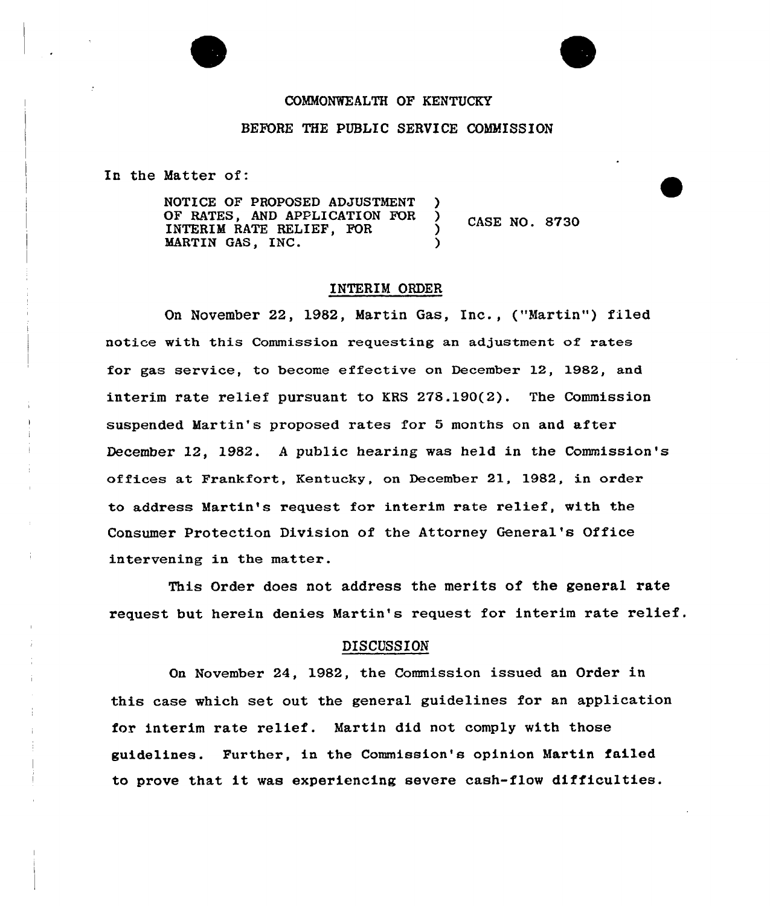COMMONWEALTH OF KENTUCKY

BEFORE THE PUBLIC SERVICE COMMISSION

In the Matter of:

NOTICE OF PROPOSED ADJUSTMENT OF RATES, AND APPLICATION FOR INTERIM RATE RELIEF, FOR MARTIN GAS, INC. ) CASE NO. 8730

## INTERIM ORDER

On November 22, 1982, Martin Gas, Inc., ("Martin") filed notice with this Commission requesting an adjustment of rates for gas service, to become effective on December 12, 1982, and interim rate relief pursuant to KRS 278.190(2). The Commission suspended Martin's proposed rates for 5 months on and after December 12, 1982. A public hearing was held in the Commission's offices at Frankfort, Kentucky, on December 21, 1982, in order to address Martin's request for interim rate relief, with the Consumer Protection Division of the Attorney General's Office intervening in the matter.

This Order does not address the merits of the general rate request but herein denies Martin's request for interim rate relief.

## DISCUSSION

On November 24, 1982, the Commission issued an Order in this case which set out the general guidelines for an application for interim rate relief. Martin did not comply with those guidelines. Further, in the Commission's opinion Martin failed to prove that it was experiencing severe cash-flow difficulties.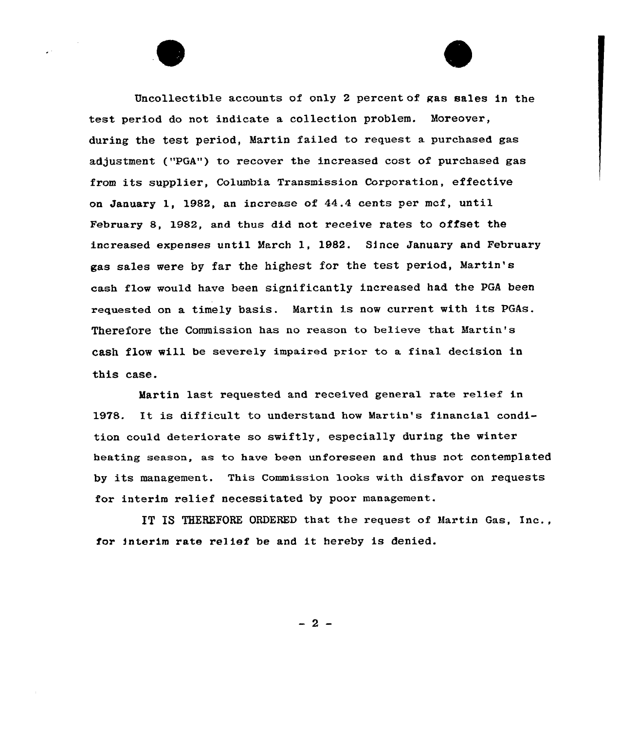Uncollectible accounts of only 2 percent of gas sales in the test period do not indicate a collection problem. Moreover, during the test period, Martin failed to request a purchased gas adjustment ("PGA") to recover the increased cost of purchased gas from its supplier, Columbia Transmission Corporation, effective on January 1, 1982, an increase of 44.4 cents per mcf, until February 8, 1982, and thus did not receive rates to offset the increased expenses until March 1, 1982. Since January and February gas sales were by far the highest for the test period, Martin's cash flow would have been significantly increased had the PGA been requested on a timely basis. Martin is now current with its PGAs. Therefore the Commission has no reason to believe that Martin's cash flow will be severely impaired prior to a final decision in this case.

Martin last requested and received general rate relief in 1978. It is difficult to understand how Martin's financial condition could deteriorate so swiftly, especially during the winter heating season, as to have been unforeseen and thus not contemplated by its management. This Commission looks with disfavor on requests for interim relief necessitated by poor management.

IT IS THEREFORE ORDERED that the request of Martin Gas, Inc., for interim rate relief be and it hereby is denied.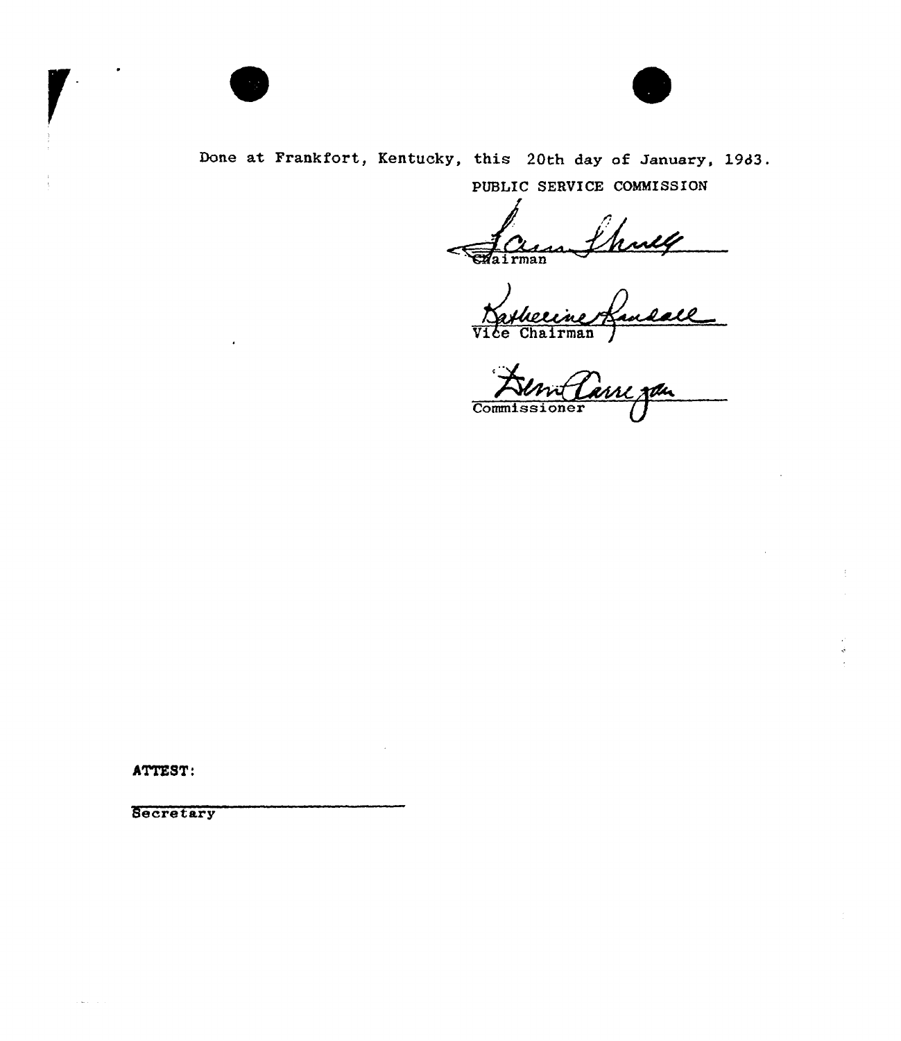Done at Frankfort, Kentucky, this 20th day of January, 1983.

PUBLIC SERVICE COMMISSION

Chairman

Vice Chairman

Commissioner

ATTEST:

Secretary